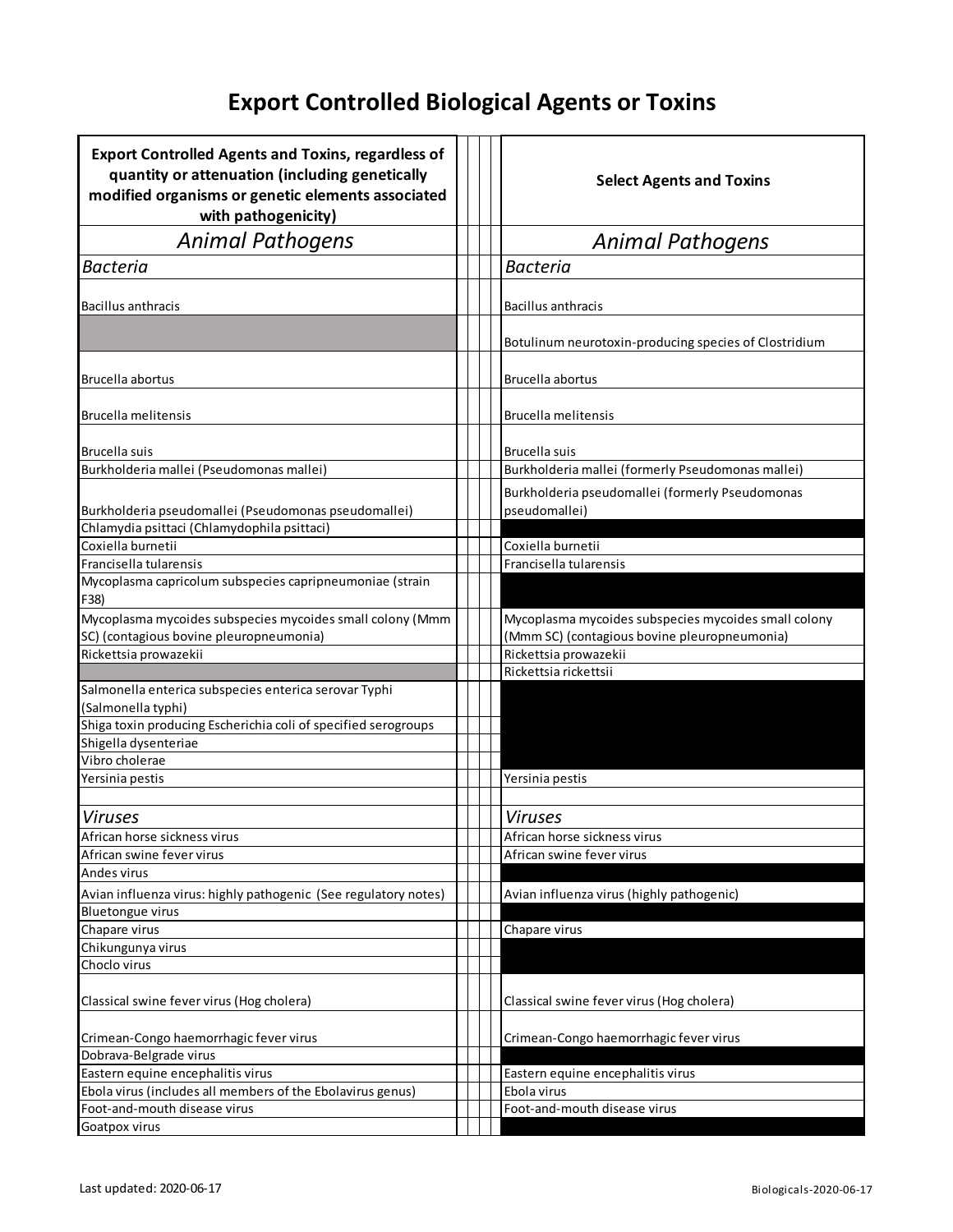# Export Controlled Biological Agents or Toxins

| Export Controlled Agents and Toxins, regardless of quantity or attenuation (including genetically modified organisms or genetic elements associated with pathogenicity) | Select Agents and Toxins |
|---|---|
| *Animal Pathogens* | *Animal Pathogens* |
| *Bacteria* | *Bacteria* |
| Bacillus anthracis | Bacillus anthracis |
| | Botulinum neurotoxin-producing species of Clostridium |
| Brucella abortus | Brucella abortus |
| Brucella melitensis | Brucella melitensis |
| Brucella suis | Brucella suis |
| Burkholderia mallei (Pseudomonas mallei) | Burkholderia mallei (formerly Pseudomonas mallei) |
| Burkholderia pseudomallei (Pseudomonas pseudomallei) | Burkholderia pseudomallei (formerly Pseudomonas pseudomallei) |
| Chlamydia psittaci (Chlamydophila psittaci) | |
| Coxiella burnetii | Coxiella burnetii |
| Francisella tularensis | Francisella tularensis |
| Mycoplasma capricolum subspecies capripneumoniae (strain F38) | |
| Mycoplasma mycoides subspecies mycoides small colony (Mmm SC) (contagious bovine pleuropneumonia) | Mycoplasma mycoides subspecies mycoides small colony (Mmm SC) (contagious bovine pleuropneumonia) |
| Rickettsia prowazekii | Rickettsia prowazekii |
| | Rickettsia rickettsii |
| Salmonella enterica subspecies enterica serovar Typhi (Salmonella typhi) | |
| Shiga toxin producing Escherichia coli of specified serogroups | |
| Shigella dysenteriae | |
| Vibro cholerae | |
| Yersinia pestis | Yersinia pestis |
| | |
| *Viruses* | *Viruses* |
| African horse sickness virus | African horse sickness virus |
| African swine fever virus | African swine fever virus |
| Andes virus | |
| Avian influenza virus: highly pathogenic (See regulatory notes) | Avian influenza virus (highly pathogenic) |
| Bluetongue virus | |
| Chapare virus | Chapare virus |
| Chikungunya virus | |
| Choclo virus | |
| Classical swine fever virus (Hog cholera) | Classical swine fever virus (Hog cholera) |
| Crimean-Congo haemorrhagic fever virus | Crimean-Congo haemorrhagic fever virus |
| Dobrava-Belgrade virus | |
| Eastern equine encephalitis virus | Eastern equine encephalitis virus |
| Ebola virus (includes all members of the Ebolavirus genus) | Ebola virus |
| Foot-and-mouth disease virus | Foot-and-mouth disease virus |
| Goatpox virus | |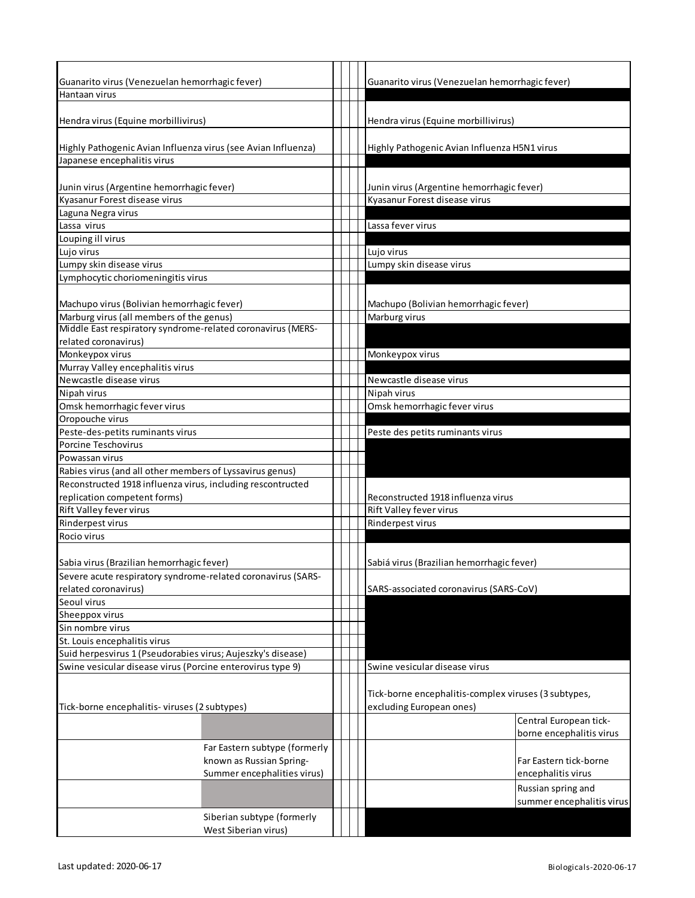| | | | | | | | |
|---|---|---|---|---|---|---|---|
| Guanarito virus (Venezuelan hemorrhagic fever) | | | | | | Guanarito virus (Venezuelan hemorrhagic fever) | |
| Hantaan virus | | | | | | | |
| Hendra virus (Equine morbillivirus) | | | | | | Hendra virus (Equine morbillivirus) | |
| Highly Pathogenic Avian Influenza virus (see Avian Influenza) | | | | | | Highly Pathogenic Avian Influenza H5N1 virus | |
| Japanese encephalitis virus | | | | | | | |
| Junin virus (Argentine hemorrhagic fever) | | | | | | Junin virus (Argentine hemorrhagic fever) | |
| Kyasanur Forest disease virus | | | | | | Kyasanur Forest disease virus | |
| Laguna Negra virus | | | | | | | |
| Lassa virus | | | | | | Lassa fever virus | |
| Louping ill virus | | | | | | | |
| Lujo virus | | | | | | Lujo virus | |
| Lumpy skin disease virus | | | | | | Lumpy skin disease virus | |
| Lymphocytic choriomeningitis virus | | | | | | | |
| Machupo virus (Bolivian hemorrhagic fever) | | | | | | Machupo (Bolivian hemorrhagic fever) | |
| Marburg virus (all members of the genus) | | | | | | Marburg virus | |
| Middle East respiratory syndrome-related coronavirus (MERS-related coronavirus) | | | | | | | |
| Monkeypox virus | | | | | | Monkeypox virus | |
| Murray Valley encephalitis virus | | | | | | | |
| Newcastle disease virus | | | | | | Newcastle disease virus | |
| Nipah virus | | | | | | Nipah virus | |
| Omsk hemorrhagic fever virus | | | | | | Omsk hemorrhagic fever virus | |
| Oropouche virus | | | | | | | |
| Peste-des-petits ruminants virus | | | | | | Peste des petits ruminants virus | |
| Porcine Teschovirus | | | | | | | |
| Powassan virus | | | | | | | |
| Rabies virus (and all other members of Lyssavirus genus) | | | | | | | |
| Reconstructed 1918 influenza virus, including rescontructed replication competent forms) | | | | | | Reconstructed 1918 influenza virus | |
| Rift Valley fever virus | | | | | | Rift Valley fever virus | |
| Rinderpest virus | | | | | | Rinderpest virus | |
| Rocio virus | | | | | | | |
| Sabia virus (Brazilian hemorrhagic fever) | | | | | | Sabiá virus (Brazilian hemorrhagic fever) | |
| Severe acute respiratory syndrome-related coronavirus (SARS-related coronavirus) | | | | | | SARS-associated coronavirus (SARS-CoV) | |
| Seoul virus | | | | | | | |
| Sheeppox virus | | | | | | | |
| Sin nombre virus | | | | | | | |
| St. Louis encephalitis virus | | | | | | | |
| Suid herpesvirus 1 (Pseudorabies virus; Aujeszky's disease) | | | | | | | |
| Swine vesicular disease virus (Porcine enterovirus type 9) | | | | | | Swine vesicular disease virus | |
| Tick-borne encephalitis- viruses (2 subtypes) | | | | | | Tick-borne encephalitis-complex viruses (3 subtypes, excluding European ones) | |
| | | | | | | | Central European tick-borne encephalitis virus |
| | Far Eastern subtype (formerly known as Russian Spring-Summer encephalities virus) | | | | | | Far Eastern tick-borne encephalitis virus |
| | | | | | | | Russian spring and summer encephalitis virus |
| | Siberian subtype (formerly West Siberian virus) | | | | | | |

Last updated: 2020-06-17

Biologicals-2020-06-17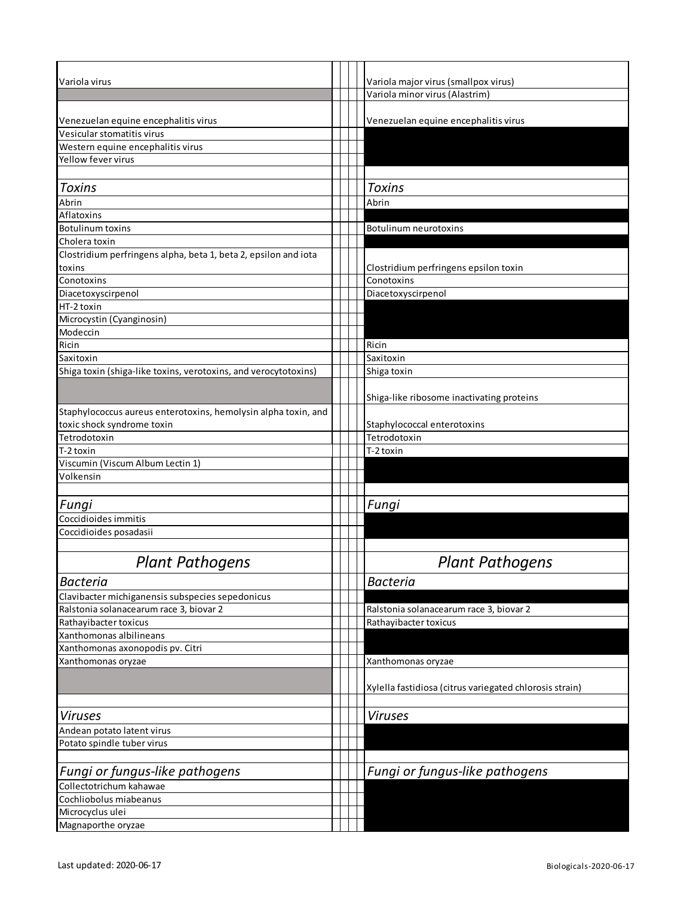| | | | | |
|---|---|---|---|---|
| Variola virus | | | | Variola major virus (smallpox virus) |
| | | | | Variola minor virus (Alastrim) |
| Venezuelan equine encephalitis virus | | | | Venezuelan equine encephalitis virus |
| Vesicular stomatitis virus | | | | |
| Western equine encephalitis virus | | | | |
| Yellow fever virus | | | | |
| | | | | |
| *Toxins* | | | | *Toxins* |
| Abrin | | | | Abrin |
| Aflatoxins | | | | |
| Botulinum toxins | | | | Botulinum neurotoxins |
| Cholera toxin | | | | |
| Clostridium perfringens alpha, beta 1, beta 2, epsilon and iota toxins | | | | Clostridium perfringens epsilon toxin |
| Conotoxins | | | | Conotoxins |
| Diacetoxyscirpenol | | | | Diacetoxyscirpenol |
| HT-2 toxin | | | | |
| Microcystin (Cyanginosin) | | | | |
| Modeccin | | | | |
| Ricin | | | | Ricin |
| Saxitoxin | | | | Saxitoxin |
| Shiga toxin (shiga-like toxins, verotoxins, and verocytotoxins) | | | | Shiga toxin |
| | | | | Shiga-like ribosome inactivating proteins |
| Staphylococcus aureus enterotoxins, hemolysin alpha toxin, and toxic shock syndrome toxin | | | | Staphylococcal enterotoxins |
| Tetrodotoxin | | | | Tetrodotoxin |
| T-2 toxin | | | | T-2 toxin |
| Viscumin (Viscum Album Lectin 1) | | | | |
| Volkensin | | | | |
| | | | | |
| *Fungi* | | | | *Fungi* |
| Coccidioides immitis | | | | |
| Coccidioides posadasii | | | | |
| | | | | |
| *Plant Pathogens* | | | | *Plant Pathogens* |
| *Bacteria* | | | | *Bacteria* |
| Clavibacter michiganensis subspecies sepedonicus | | | | |
| Ralstonia solanacearum race 3, biovar 2 | | | | Ralstonia solanacearum race 3, biovar 2 |
| Rathayibacter toxicus | | | | Rathayibacter toxicus |
| Xanthomonas albilineans | | | | |
| Xanthomonas axonopodis pv. Citri | | | | |
| Xanthomonas oryzae | | | | Xanthomonas oryzae |
| | | | | Xylella fastidiosa (citrus variegated chlorosis strain) |
| | | | | |
| *Viruses* | | | | *Viruses* |
| Andean potato latent virus | | | | |
| Potato spindle tuber virus | | | | |
| | | | | |
| *Fungi or fungus-like pathogens* | | | | *Fungi or fungus-like pathogens* |
| Collectotrichum kahawae | | | | |
| Cochliobolus miabeanus | | | | |
| Microcyclus ulei | | | | |
| Magnaporthe oryzae | | | | |

Last updated: 2020-06-17

Biologicals-2020-06-17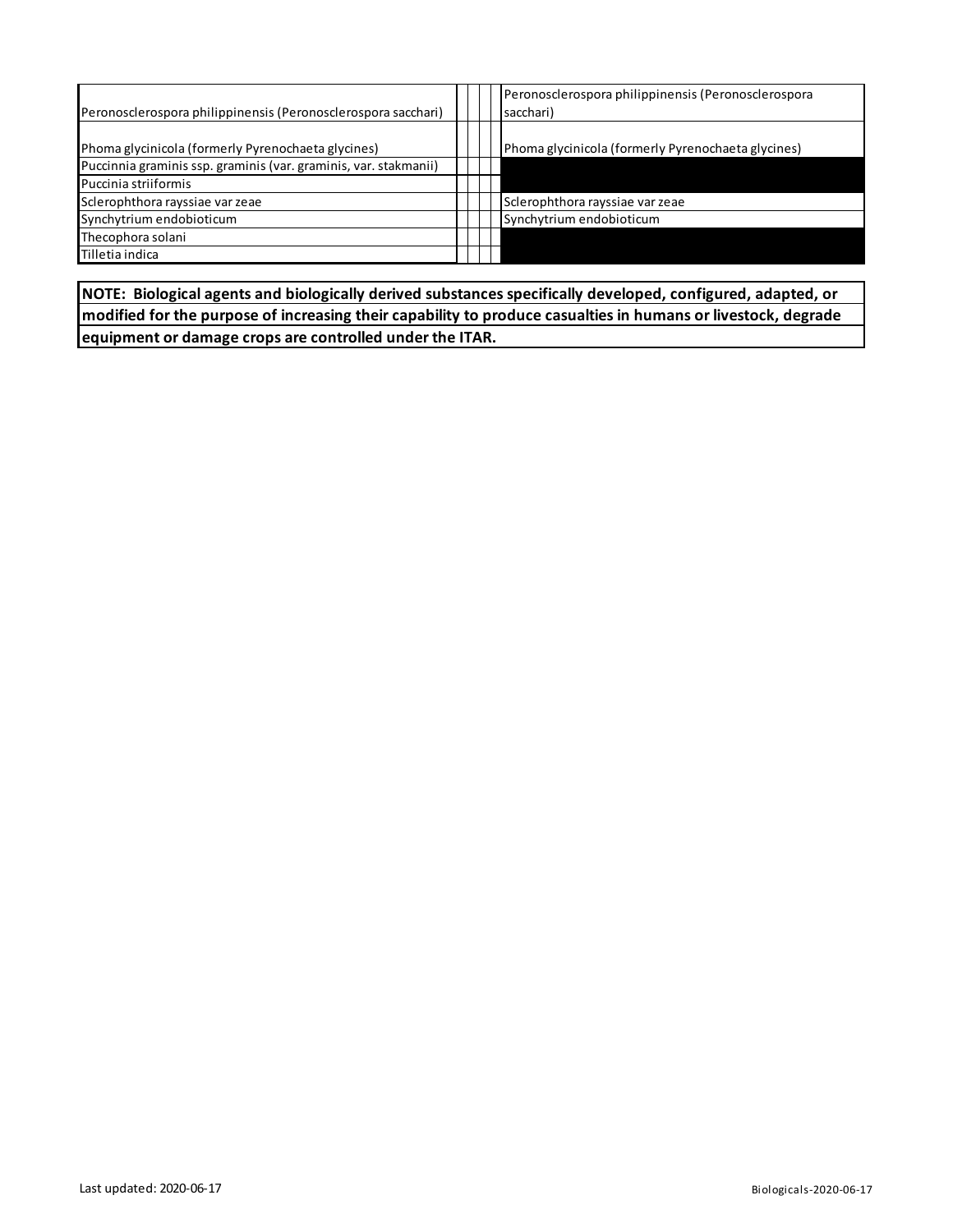| | | | | |
|---|---|---|---|---|
| Peronosclerospora philippinensis (Peronosclerospora sacchari) | | | | Peronosclerospora philippinensis (Peronosclerospora sacchari) |
| Phoma glycinicola (formerly Pyrenochaeta glycines) | | | | Phoma glycinicola (formerly Pyrenochaeta glycines) |
| Puccinnia graminis ssp. graminis (var. graminis, var. stakmanii) | | | | |
| Puccinia striiformis | | | | |
| Sclerophthora rayssiae var zeae | | | | Sclerophthora rayssiae var zeae |
| Synchytrium endobioticum | | | | Synchytrium endobioticum |
| Thecophora solani | | | | |
| Tilletia indica | | | | |

**NOTE: Biological agents and biologically derived substances specifically developed, configured, adapted, or modified for the purpose of increasing their capability to produce casualties in humans or livestock, degrade equipment or damage crops are controlled under the ITAR.**

Last updated: 2020-06-17

Biologicals-2020-06-17